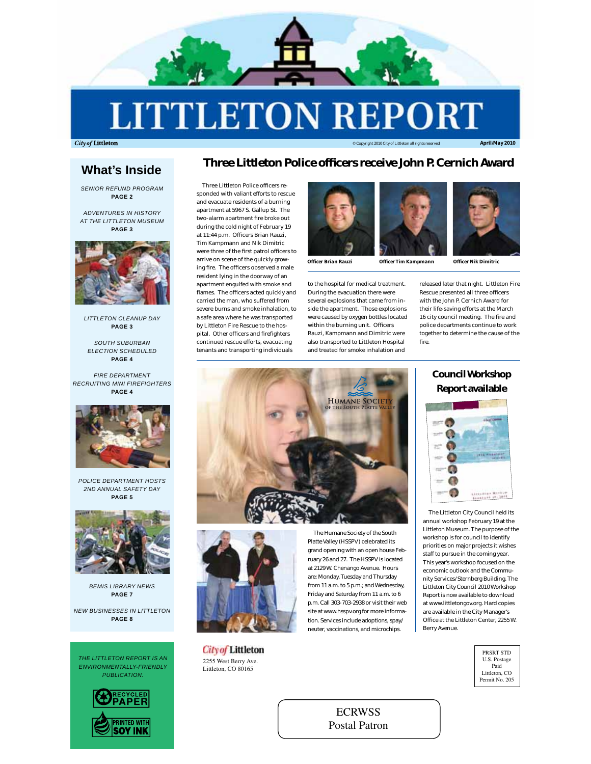# LITTLETON REPORT

City of Littleton

© Copyright 2010 City of Littleton all rights reserved

**April/May 2010**

## What's Inside

*SENIOR REFUND PROGRAM*
**PAGE 2**

*ADVENTURES IN HISTORY AT THE LITTLETON MUSEUM*
**PAGE 3**

*LITTLETON CLEANUP DAY*
**PAGE 3**

*SOUTH SUBURBAN ELECTION SCHEDULED*
**PAGE 4**

*FIRE DEPARTMENT RECRUITING MINI FIREFIGHTERS*
**PAGE 4**

*POLICE DEPARTMENT HOSTS 2ND ANNUAL SAFETY DAY*
**PAGE 5**

*BEMIS LIBRARY NEWS*
**PAGE 7**

*NEW BUSINESSES IN LITTLETON*
**PAGE 8**

*THE LITTLETON REPORT IS AN ENVIRONMENTALLY-FRIENDLY PUBLICATION.*

RECYCLED PAPER

PRINTED WITH SOY INK

## Three Littleton Police officers receive John P. Cernich Award

Three Littleton Police officers responded with valiant efforts to rescue and evacuate residents of a burning apartment at 5967 S. Gallup St. The two-alarm apartment fire broke out during the cold night of February 19 at 11:44 p.m. Officers Brian Rauzi, Tim Kampmann and Nik Dimitric were three of the first patrol officers to arrive on scene of the quickly growing fire. The officers observed a male resident lying in the doorway of an apartment engulfed with smoke and flames. The officers acted quickly and carried the man, who suffered from severe burns and smoke inhalation, to a safe area where he was transported by Littleton Fire Rescue to the hospital. Other officers and firefighters continued rescue efforts, evacuating tenants and transporting individuals to the hospital for medical treatment. During the evacuation there were several explosions that came from inside the apartment. Those explosions were caused by oxygen bottles located within the burning unit. Officers Rauzi, Kampmann and Dimitric were also transported to Littleton Hospital and treated for smoke inhalation and released later that night. Littleton Fire Rescue presented all three officers with the John P. Cernich Award for their life-saving efforts at the March 16 city council meeting. The fire and police departments continue to work together to determine the cause of the fire.

**Officer Brian Rauzi** **Officer Tim Kampmann** **Officer Nik Dimitric**

HUMANE SOCIETY OF THE SOUTH PLATTE VALLEY

The Humane Society of the South Platte Valley (HSSPV) celebrated its grand opening with an open house February 26 and 27. The HSSPV is located at 2129 W. Chenango Avenue. Hours are: Monday, Tuesday and Thursday from 11 a.m. to 5 p.m.; and Wednesday, Friday and Saturday from 11 a.m. to 6 p.m. Call 303-703-2938 or visit their web site at www.hsspv.org for more information. Services include adoptions, spay/neuter, vaccinations, and microchips.

## Council Workshop Report available

The Littleton City Council held its annual workshop February 19 at the Littleton Museum. The purpose of the workshop is for council to identify priorities on major projects it wishes staff to pursue in the coming year. This year's workshop focused on the economic outlook and the Community Services/Sternberg Building. The Littleton City Council 2010 Workshop Report is now available to download at www.littletongov.org. Hard copies are available in the City Manager's Office at the Littleton Center, 2255 W. Berry Avenue.

City of Littleton
2255 West Berry Ave.
Littleton, CO 80165

PRSRT STD
U.S. Postage
Paid
Littleton, CO
Permit No. 205

ECRWSS
Postal Patron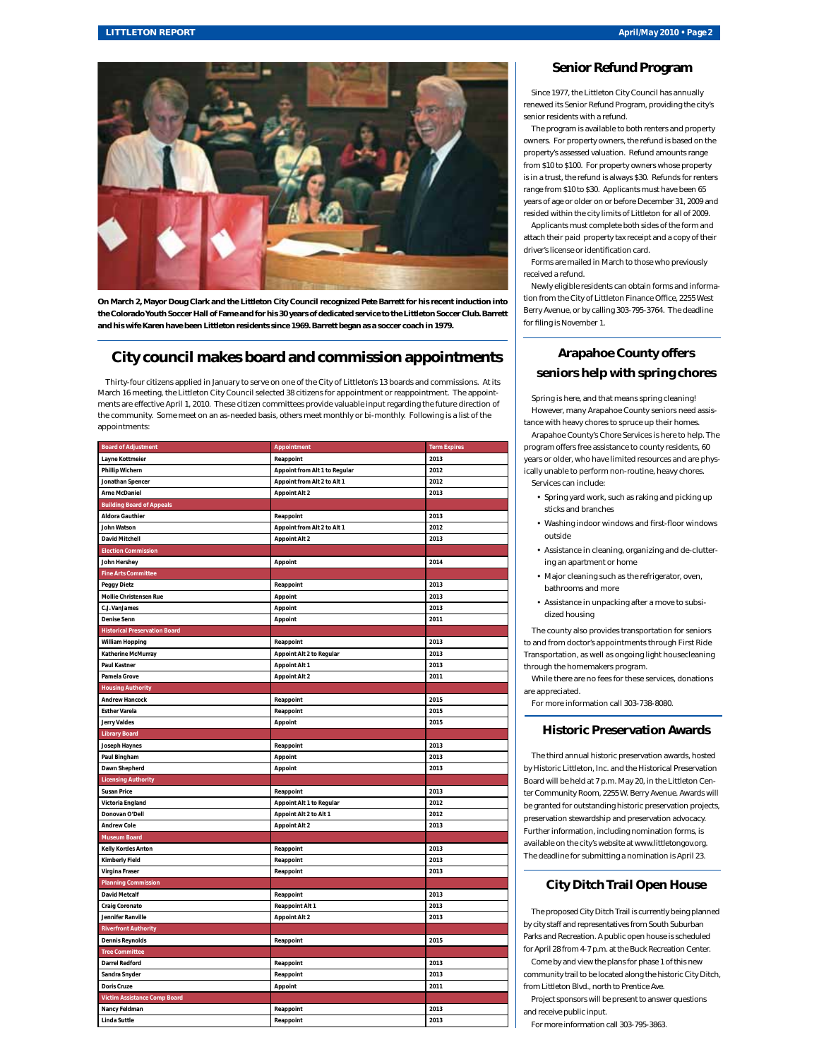On March 2, Mayor Doug Clark and the Littleton City Council recognized Pete Barrett for his recent induction into the Colorado Youth Soccer Hall of Fame and for his 30 years of dedicated service to the Littleton Soccer Club. Barrett and his wife Karen have been Littleton residents since 1969. Barrett began as a soccer coach in 1979.

## City council makes board and commission appointments

Thirty-four citizens applied in January to serve on one of the City of Littleton's 13 boards and commissions. At its March 16 meeting, the Littleton City Council selected 38 citizens for appointment or reappointment. The appointments are effective April 1, 2010. These citizen committees provide valuable input regarding the future direction of the community. Some meet on an as-needed basis, others meet monthly or bi-monthly. Following is a list of the appointments:

| Board of Adjustment | Appointment | Term Expires |
|---|---|---|
| Layne Kottmeier | Reappoint | 2013 |
| Phillip Wichern | Appoint from Alt 1 to Regular | 2012 |
| Jonathan Spencer | Appoint from Alt 2 to Alt 1 | 2012 |
| Arne McDaniel | Appoint Alt 2 | 2013 |
| **Building Board of Appeals** | | |
| Aldora Gauthier | Reappoint | 2013 |
| John Watson | Appoint from Alt 2 to Alt 1 | 2012 |
| David Mitchell | Appoint Alt 2 | 2013 |
| **Election Commission** | | |
| John Hershey | Appoint | 2014 |
| **Fine Arts Committee** | | |
| Peggy Dietz | Reappoint | 2013 |
| Mollie Christensen Rue | Appoint | 2013 |
| C.J. VanJames | Appoint | 2013 |
| Denise Senn | Appoint | 2011 |
| **Historical Preservation Board** | | |
| William Hopping | Reappoint | 2013 |
| Katherine McMurray | Appoint Alt 2 to Regular | 2013 |
| Paul Kastner | Appoint Alt 1 | 2013 |
| Pamela Grove | Appoint Alt 2 | 2011 |
| **Housing Authority** | | |
| Andrew Hancock | Reappoint | 2015 |
| Esther Varela | Reappoint | 2015 |
| Jerry Valdes | Appoint | 2015 |
| **Library Board** | | |
| Joseph Haynes | Reappoint | 2013 |
| Paul Bingham | Appoint | 2013 |
| Dawn Shepherd | Appoint | 2013 |
| **Licensing Authority** | | |
| Susan Price | Reappoint | 2013 |
| Victoria England | Appoint Alt 1 to Regular | 2012 |
| Donovan O'Dell | Appoint Alt 2 to Alt 1 | 2012 |
| Andrew Cole | Appoint Alt 2 | 2013 |
| **Museum Board** | | |
| Kelly Kordes Anton | Reappoint | 2013 |
| Kimberly Field | Reappoint | 2013 |
| Virgina Fraser | Reappoint | 2013 |
| **Planning Commission** | | |
| David Metcalf | Reappoint | 2013 |
| Craig Coronato | Reappoint Alt 1 | 2013 |
| Jennifer Ranville | Appoint Alt 2 | 2013 |
| **Riverfront Authority** | | |
| Dennis Reynolds | Reappoint | 2015 |
| **Tree Committee** | | |
| Darrel Redford | Reappoint | 2013 |
| Sandra Snyder | Reappoint | 2013 |
| Doris Cruze | Appoint | 2011 |
| **Victim Assistance Comp Board** | | |
| Nancy Feldman | Reappoint | 2013 |
| Linda Suttle | Reappoint | 2013 |

## Senior Refund Program

Since 1977, the Littleton City Council has annually renewed its Senior Refund Program, providing the city's senior residents with a refund.

The program is available to both renters and property owners. For property owners, the refund is based on the property's assessed valuation. Refund amounts range from $10 to $100. For property owners whose property is in a trust, the refund is always $30. Refunds for renters range from $10 to $30. Applicants must have been 65 years of age or older on or before December 31, 2009 and resided within the city limits of Littleton for all of 2009.

Applicants must complete both sides of the form and attach their paid property tax receipt and a copy of their driver's license or identification card.

Forms are mailed in March to those who previously received a refund.

Newly eligible residents can obtain forms and information from the City of Littleton Finance Office, 2255 West Berry Avenue, or by calling 303-795-3764. The deadline for filing is November 1.

## Arapahoe County offers seniors help with spring chores

Spring is here, and that means spring cleaning! However, many Arapahoe County seniors need assistance with heavy chores to spruce up their homes.

Arapahoe County's Chore Services is here to help. The program offers free assistance to county residents, 60 years or older, who have limited resources and are physically unable to perform non-routine, heavy chores.

Services can include:

- Spring yard work, such as raking and picking up sticks and branches
- Washing indoor windows and first-floor windows outside
- Assistance in cleaning, organizing and de-cluttering an apartment or home
- Major cleaning such as the refrigerator, oven, bathrooms and more
- Assistance in unpacking after a move to subsidized housing

The county also provides transportation for seniors to and from doctor's appointments through First Ride Transportation, as well as ongoing light housecleaning through the homemakers program.

While there are no fees for these services, donations are appreciated.

For more information call 303-738-8080.

## Historic Preservation Awards

The third annual historic preservation awards, hosted by Historic Littleton, Inc. and the Historical Preservation Board will be held at 7 p.m. May 20, in the Littleton Center Community Room, 2255 W. Berry Avenue. Awards will be granted for outstanding historic preservation projects, preservation stewardship and preservation advocacy. Further information, including nomination forms, is available on the city's website at www.littletongov.org. The deadline for submitting a nomination is April 23.

## City Ditch Trail Open House

The proposed City Ditch Trail is currently being planned by city staff and representatives from South Suburban Parks and Recreation. A public open house is scheduled for April 28 from 4-7 p.m. at the Buck Recreation Center.

Come by and view the plans for phase 1 of this new community trail to be located along the historic City Ditch, from Littleton Blvd., north to Prentice Ave.

Project sponsors will be present to answer questions and receive public input.

For more information call 303-795-3863.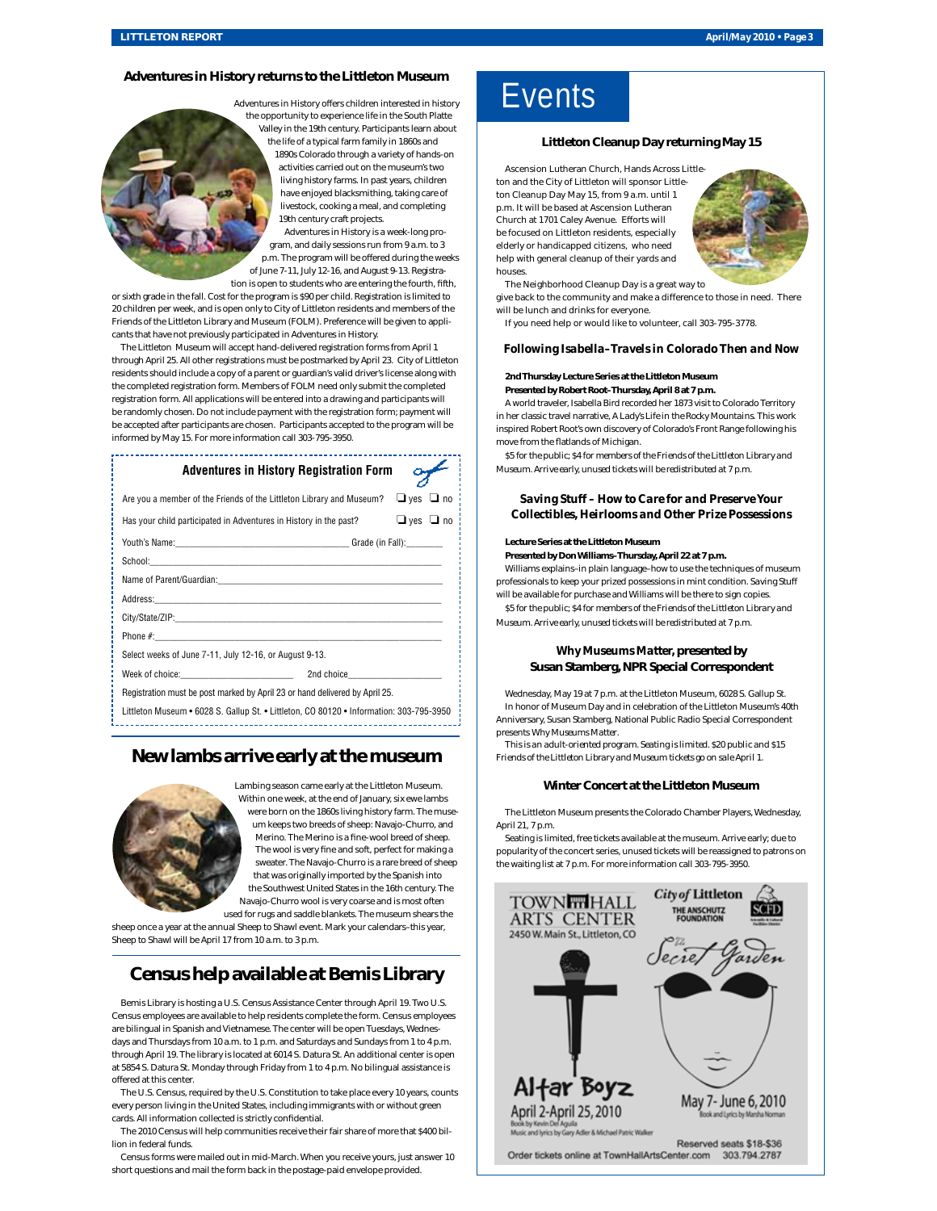## Adventures in History returns to the Littleton Museum

Adventures in History offers children interested in history the opportunity to experience life in the South Platte Valley in the 19th century. Participants learn about the life of a typical farm family in 1860s and 1890s Colorado through a variety of hands-on activities carried out on the museum's two living history farms. In past years, children have enjoyed blacksmithing, taking care of livestock, cooking a meal, and completing 19th century craft projects.

Adventures in History is a week-long program, and daily sessions run from 9 a.m. to 3 p.m. The program will be offered during the weeks of June 7-11, July 12-16, and August 9-13. Registration is open to students who are entering the fourth, fifth, or sixth grade in the fall. Cost for the program is $90 per child. Registration is limited to 20 children per week, and is open only to City of Littleton residents and members of the Friends of the Littleton Library and Museum (FOLM). Preference will be given to applicants that have not previously participated in Adventures in History.

The Littleton Museum will accept hand-delivered registration forms from April 1 through April 25. All other registrations must be postmarked by April 23. City of Littleton residents should include a copy of a parent or guardian's valid driver's license along with the completed registration form. Members of FOLM need only submit the completed registration form. All applications will be entered into a drawing and participants will be randomly chosen. Do not include payment with the registration form; payment will be accepted after participants are chosen. Participants accepted to the program will be informed by May 15. For more information call 303-795-3950.

### Adventures in History Registration Form

Are you a member of the Friends of the Littleton Library and Museum? ❑ yes ❑ no

Has your child participated in Adventures in History in the past? ❑ yes ❑ no

Youth's Name:______________________ Grade (in Fall):________

School:______________________

Name of Parent/Guardian:______________________

Address:______________________

City/State/ZIP:______________________

Phone #:______________________

Select weeks of June 7-11, July 12-16, or August 9-13.

Week of choice:______________ 2nd choice______________

Registration must be post marked by April 23 or hand delivered by April 25.

Littleton Museum • 6028 S. Gallup St. • Littleton, CO 80120 • Information: 303-795-3950

## New lambs arrive early at the museum

Lambing season came early at the Littleton Museum. Within one week, at the end of January, six ewe lambs were born on the 1860s living history farm. The museum keeps two breeds of sheep: Navajo-Churro, and Merino. The Merino is a fine-wool breed of sheep. The wool is very fine and soft, perfect for making a sweater. The Navajo-Churro is a rare breed of sheep that was originally imported by the Spanish into the Southwest United States in the 16th century. The Navajo-Churro wool is very coarse and is most often used for rugs and saddle blankets. The museum shears the sheep once a year at the annual Sheep to Shawl event. Mark your calendars–this year, Sheep to Shawl will be April 17 from 10 a.m. to 3 p.m.

## Census help available at Bemis Library

Bemis Library is hosting a U.S. Census Assistance Center through April 19. Two U.S. Census employees are available to help residents complete the form. Census employees are bilingual in Spanish and Vietnamese. The center will be open Tuesdays, Wednesdays and Thursdays from 10 a.m. to 1 p.m. and Saturdays and Sundays from 1 to 4 p.m. through April 19. The library is located at 6014 S. Datura St. An additional center is open at 5854 S. Datura St. Monday through Friday from 1 to 4 p.m. No bilingual assistance is offered at this center.

The U.S. Census, required by the U.S. Constitution to take place every 10 years, counts every person living in the United States, including immigrants with or without green cards. All information collected is strictly confidential.

The 2010 Census will help communities receive their fair share of more that $400 billion in federal funds.

Census forms were mailed out in mid-March. When you receive yours, just answer 10 short questions and mail the form back in the postage-paid envelope provided.

# Events

### Littleton Cleanup Day returning May 15

Ascension Lutheran Church, Hands Across Littleton and the City of Littleton will sponsor Littleton Cleanup Day May 15, from 9 a.m. until 1 p.m. It will be based at Ascension Lutheran Church at 1701 Caley Avenue. Efforts will be focused on Littleton residents, especially elderly or handicapped citizens, who need help with general cleanup of their yards and houses.

The Neighborhood Cleanup Day is a great way to give back to the community and make a difference to those in need. There will be lunch and drinks for everyone.

If you need help or would like to volunteer, call 303-795-3778.

### *Following Isabella–Travels in Colorado Then and Now*

**2nd Thursday Lecture Series at the Littleton Museum**
**Presented by Robert Root–Thursday, April 8 at 7 p.m.**

A world traveler, Isabella Bird recorded her 1873 visit to Colorado Territory in her classic travel narrative, *A Lady's Life in the Rocky Mountains*. This work inspired Robert Root's own discovery of Colorado's Front Range following his move from the flatlands of Michigan.

$5 for the public; $4 for members of the Friends of the Littleton Library and Museum. Arrive early, unused tickets will be redistributed at 7 p.m.

### *Saving Stuff – How to Care for and Preserve Your Collectibles, Heirlooms and Other Prize Possessions*

**Lecture Series at the Littleton Museum**
**Presented by Don Williams–Thursday, April 22 at 7 p.m.**

Williams explains–in plain language–how to use the techniques of museum professionals to keep your prized possessions in mint condition. *Saving Stuff* will be available for purchase and Williams will be there to sign copies.

$5 for the public; $4 for members of the Friends of the Littleton Library and Museum. Arrive early, unused tickets will be redistributed at 7 p.m.

### *Why Museums Matter*, presented by Susan Stamberg, NPR Special Correspondent

Wednesday, May 19 at 7 p.m. at the Littleton Museum, 6028 S. Gallup St.

In honor of Museum Day and in celebration of the Littleton Museum's 40th Anniversary, Susan Stamberg, National Public Radio Special Correspondent presents *Why Museums Matter*.

This is an adult-oriented program. Seating is limited. $20 public and $15 Friends of the Littleton Library and Museum tickets go on sale April 1.

### Winter Concert at the Littleton Museum

The Littleton Museum presents the Colorado Chamber Players, Wednesday, April 21, 7 p.m.

Seating is limited, free tickets available at the museum. Arrive early; due to popularity of the concert series, unused tickets will be reassigned to patrons on the waiting list at 7 p.m. For more information call 303-795-3950.

TOWN HALL ARTS CENTER
2450 W. Main St., Littleton, CO

City of Littleton
THE ANSCHUTZ FOUNDATION
SCFD

Altar Boyz
April 2-April 25, 2010
Book by Kevin Del Aguila
Music and lyrics by Gary Adler & Michael Patrick Walker

The Secret Garden
May 7 - June 6, 2010
Book and Lyrics by Marsha Norman

Reserved seats $18-$36
Order tickets online at TownHallArtsCenter.com 303.794.2787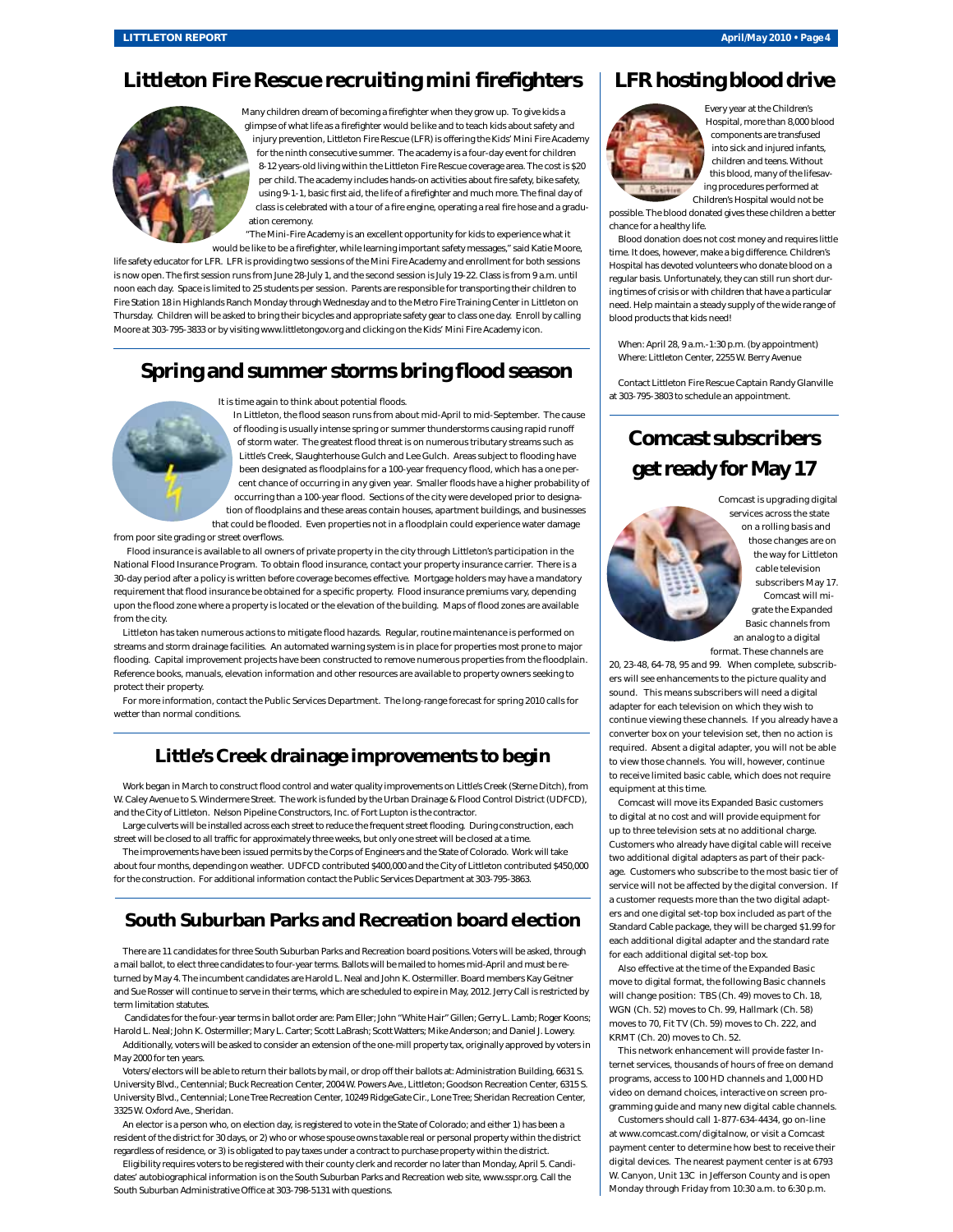## Littleton Fire Rescue recruiting mini firefighters

Many children dream of becoming a firefighter when they grow up. To give kids a glimpse of what life as a firefighter would be like and to teach kids about safety and injury prevention, Littleton Fire Rescue (LFR) is offering the Kids' Mini Fire Academy for the ninth consecutive summer. The academy is a four-day event for children 8-12 years-old living within the Littleton Fire Rescue coverage area. The cost is $20 per child. The academy includes hands-on activities about fire safety, bike safety, using 9-1-1, basic first aid, the life of a firefighter and much more. The final day of class is celebrated with a tour of a fire engine, operating a real fire hose and a graduation ceremony.

"The Mini-Fire Academy is an excellent opportunity for kids to experience what it would be like to be a firefighter, while learning important safety messages," said Katie Moore, life safety educator for LFR. LFR is providing two sessions of the Mini Fire Academy and enrollment for both sessions is now open. The first session runs from June 28-July 1, and the second session is July 19-22. Class is from 9 a.m. until noon each day. Space is limited to 25 students per session. Parents are responsible for transporting their children to Fire Station 18 in Highlands Ranch Monday through Wednesday and to the Metro Fire Training Center in Littleton on Thursday. Children will be asked to bring their bicycles and appropriate safety gear to class one day. Enroll by calling Moore at 303-795-3833 or by visiting www.littletongov.org and clicking on the Kids' Mini Fire Academy icon.

## Spring and summer storms bring flood season

It is time again to think about potential floods.

In Littleton, the flood season runs from about mid-April to mid-September. The cause of flooding is usually intense spring or summer thunderstorms causing rapid runoff of storm water. The greatest flood threat is on numerous tributary streams such as Little's Creek, Slaughterhouse Gulch and Lee Gulch. Areas subject to flooding have been designated as floodplains for a 100-year frequency flood, which has a one percent chance of occurring in any given year. Smaller floods have a higher probability of occurring than a 100-year flood. Sections of the city were developed prior to designation of floodplains and these areas contain houses, apartment buildings, and businesses that could be flooded. Even properties not in a floodplain could experience water damage from poor site grading or street overflows.

Flood insurance is available to all owners of private property in the city through Littleton's participation in the National Flood Insurance Program. To obtain flood insurance, contact your property insurance carrier. There is a 30-day period after a policy is written before coverage becomes effective. Mortgage holders may have a mandatory requirement that flood insurance be obtained for a specific property. Flood insurance premiums vary, depending upon the flood zone where a property is located or the elevation of the building. Maps of flood zones are available from the city.

Littleton has taken numerous actions to mitigate flood hazards. Regular, routine maintenance is performed on streams and storm drainage facilities. An automated warning system is in place for properties most prone to major flooding. Capital improvement projects have been constructed to remove numerous properties from the floodplain. Reference books, manuals, elevation information and other resources are available to property owners seeking to protect their property.

For more information, contact the Public Services Department. The long-range forecast for spring 2010 calls for wetter than normal conditions.

## Little's Creek drainage improvements to begin

Work began in March to construct flood control and water quality improvements on Little's Creek (Sterne Ditch), from W. Caley Avenue to S. Windermere Street. The work is funded by the Urban Drainage & Flood Control District (UDFCD), and the City of Littleton. Nelson Pipeline Constructors, Inc. of Fort Lupton is the contractor.

Large culverts will be installed across each street to reduce the frequent street flooding. During construction, each street will be closed to all traffic for approximately three weeks, but only one street will be closed at a time.

The improvements have been issued permits by the Corps of Engineers and the State of Colorado. Work will take about four months, depending on weather. UDFCD contributed $400,000 and the City of Littleton contributed $450,000 for the construction. For additional information contact the Public Services Department at 303-795-3863.

## South Suburban Parks and Recreation board election

There are 11 candidates for three South Suburban Parks and Recreation board positions. Voters will be asked, through a mail ballot, to elect three candidates to four-year terms. Ballots will be mailed to homes mid-April and must be returned by May 4. The incumbent candidates are Harold L. Neal and John K. Ostermiller. Board members Kay Geitner and Sue Rosser will continue to serve in their terms, which are scheduled to expire in May, 2012. Jerry Call is restricted by term limitation statutes.

Candidates for the four-year terms in ballot order are: Pam Eller; John "White Hair" Gillen; Gerry L. Lamb; Roger Koons; Harold L. Neal; John K. Ostermiller; Mary L. Carter; Scott LaBrash; Scott Watters; Mike Anderson; and Daniel J. Lowery.

Additionally, voters will be asked to consider an extension of the one-mill property tax, originally approved by voters in May 2000 for ten years.

Voters/electors will be able to return their ballots by mail, or drop off their ballots at: Administration Building, 6631 S. University Blvd., Centennial; Buck Recreation Center, 2004 W. Powers Ave., Littleton; Goodson Recreation Center, 6315 S. University Blvd., Centennial; Lone Tree Recreation Center, 10249 RidgeGate Cir., Lone Tree; Sheridan Recreation Center, 3325 W. Oxford Ave., Sheridan.

An elector is a person who, on election day, is registered to vote in the State of Colorado; and either 1) has been a resident of the district for 30 days, or 2) who or whose spouse owns taxable real or personal property within the district regardless of residence, or 3) is obligated to pay taxes under a contract to purchase property within the district.

Eligibility requires voters to be registered with their county clerk and recorder no later than Monday, April 5. Candidates' autobiographical information is on the South Suburban Parks and Recreation web site, www.sspr.org. Call the South Suburban Administrative Office at 303-798-5131 with questions.

## LFR hosting blood drive

Every year at the Children's Hospital, more than 8,000 blood components are transfused into sick and injured infants, children and teens. Without this blood, many of the lifesaving procedures performed at Children's Hospital would not be possible. The blood donated gives these children a better chance for a healthy life.

Blood donation does not cost money and requires little time. It does, however, make a big difference. Children's Hospital has devoted volunteers who donate blood on a regular basis. Unfortunately, they can still run short during times of crisis or with children that have a particular need. Help maintain a steady supply of the wide range of blood products that kids need!

When: April 28, 9 a.m.-1:30 p.m. (by appointment)
Where: Littleton Center, 2255 W. Berry Avenue

Contact Littleton Fire Rescue Captain Randy Glanville at 303-795-3803 to schedule an appointment.

## Comcast subscribers get ready for May 17

Comcast is upgrading digital services across the state on a rolling basis and those changes are on the way for Littleton cable television subscribers May 17. Comcast will migrate the Expanded Basic channels from an analog to a digital format. These channels are 20, 23-48, 64-78, 95 and 99. When complete, subscribers will see enhancements to the picture quality and sound. This means subscribers will need a digital adapter for each television on which they wish to continue viewing these channels. If you already have a converter box on your television set, then no action is required. Absent a digital adapter, you will not be able to view those channels. You will, however, continue to receive limited basic cable, which does not require equipment at this time.

Comcast will move its Expanded Basic customers to digital at no cost and will provide equipment for up to three television sets at no additional charge. Customers who already have digital cable will receive two additional digital adapters as part of their package. Customers who subscribe to the most basic tier of service will not be affected by the digital conversion. If a customer requests more than the two digital adapters and one digital set-top box included as part of the Standard Cable package, they will be charged $1.99 for each additional digital adapter and the standard rate for each additional digital set-top box.

Also effective at the time of the Expanded Basic move to digital format, the following Basic channels will change position: TBS (Ch. 49) moves to Ch. 18, WGN (Ch. 52) moves to Ch. 99, Hallmark (Ch. 58) moves to 70, Fit TV (Ch. 59) moves to Ch. 222, and KRMT (Ch. 20) moves to Ch. 52.

This network enhancement will provide faster Internet services, thousands of hours of free on demand programs, access to 100 HD channels and 1,000 HD video on demand choices, interactive on screen programming guide and many new digital cable channels.

Customers should call 1-877-634-4434, go on-line at www.comcast.com/digitalnow, or visit a Comcast payment center to determine how best to receive their digital devices. The nearest payment center is at 6793 W. Canyon, Unit 13C in Jefferson County and is open Monday through Friday from 10:30 a.m. to 6:30 p.m.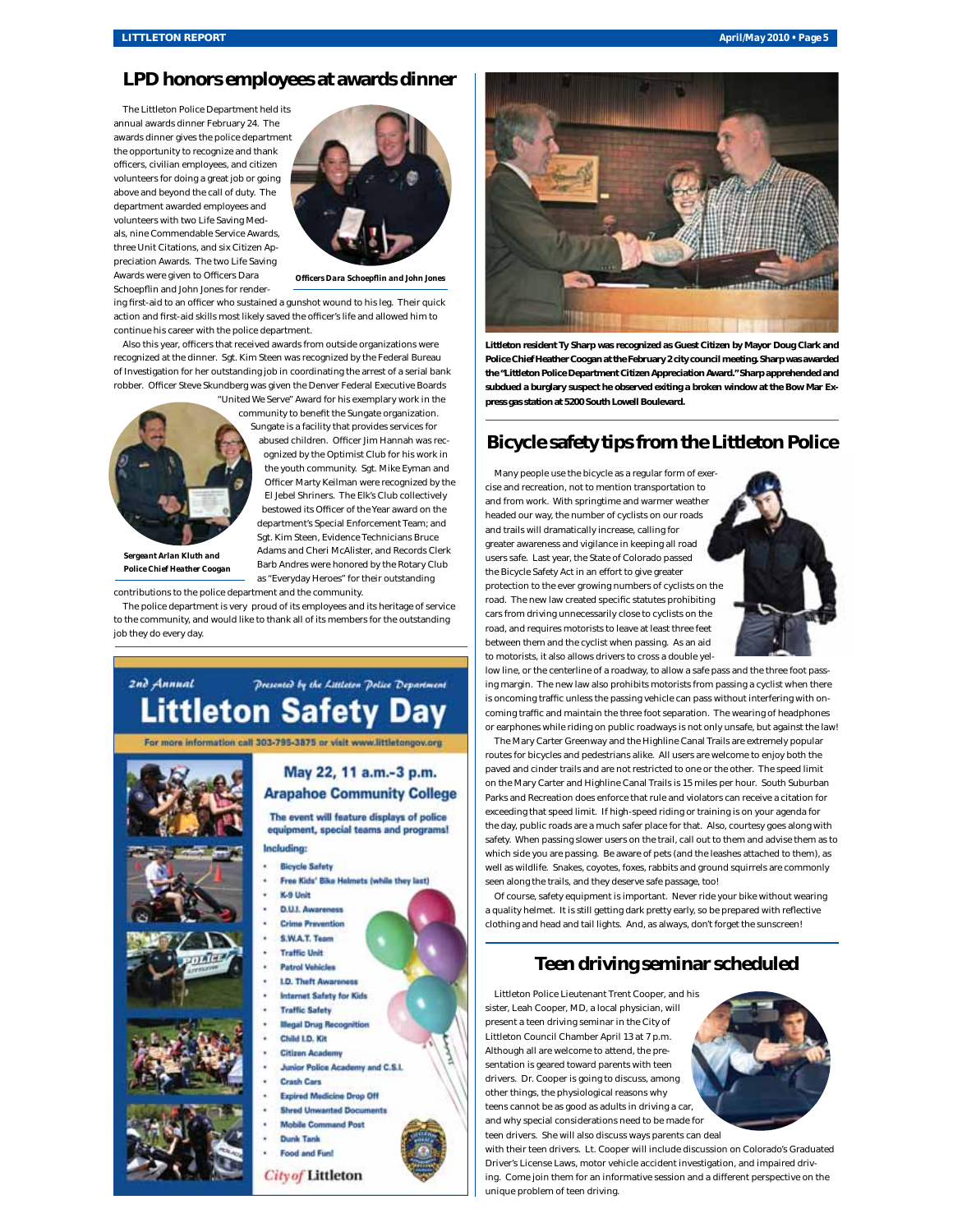## LPD honors employees at awards dinner

The Littleton Police Department held its annual awards dinner February 24. The awards dinner gives the police department the opportunity to recognize and thank officers, civilian employees, and citizen volunteers for doing a great job or going above and beyond the call of duty. The department awarded employees and volunteers with two Life Saving Medals, nine Commendable Service Awards, three Unit Citations, and six Citizen Appreciation Awards. The two Life Saving Awards were given to Officers Dara Schoepflin and John Jones for rendering first-aid to an officer who sustained a gunshot wound to his leg. Their quick action and first-aid skills most likely saved the officer's life and allowed him to continue his career with the police department.

*Officers Dara Schoepflin and John Jones*

Also this year, officers that received awards from outside organizations were recognized at the dinner. Sgt. Kim Steen was recognized by the Federal Bureau of Investigation for her outstanding job in coordinating the arrest of a serial bank robber. Officer Steve Skundberg was given the Denver Federal Executive Boards "United We Serve" Award for his exemplary work in the community to benefit the Sungate organization. Sungate is a facility that provides services for abused children. Officer Jim Hannah was recognized by the Optimist Club for his work in the youth community. Sgt. Mike Eyman and Officer Marty Keilman were recognized by the El Jebel Shriners. The Elk's Club collectively bestowed its Officer of the Year award on the department's Special Enforcement Team; and Sgt. Kim Steen, Evidence Technicians Bruce Adams and Cheri McAlister, and Records Clerk Barb Andres were honored by the Rotary Club as "Everyday Heroes" for their outstanding contributions to the police department and the community.

*Sergeant Arlan Kluth and Police Chief Heather Coogan*

The police department is very proud of its employees and its heritage of service to the community, and would like to thank all of its members for the outstanding job they do every day.

**Littleton resident Ty Sharp was recognized as Guest Citizen by Mayor Doug Clark and Police Chief Heather Coogan at the February 2 city council meeting. Sharp was awarded the "Littleton Police Department Citizen Appreciation Award." Sharp apprehended and subdued a burglary suspect he observed exiting a broken window at the Bow Mar Express gas station at 5200 South Lowell Boulevard.**

## 2nd Annual Littleton Safety Day

*Presented by the Littleton Police Department*

For more information call 303-795-3875 or visit www.littletongov.org

**May 22, 11 a.m.–3 p.m.**

**Arapahoe Community College**

**The event will feature displays of police equipment, special teams and programs!**

**Including:**

- Bicycle Safety
- Free Kids' Bike Helmets (while they last)
- K-9 Unit
- D.U.I. Awareness
- Crime Prevention
- S.W.A.T. Team
- Traffic Unit
- Patrol Vehicles
- I.D. Theft Awareness
- Internet Safety for Kids
- Traffic Safety
- Illegal Drug Recognition
- Child I.D. Kit
- Citizen Academy
- Junior Police Academy and C.S.I.
- Crash Cars
- Expired Medicine Drop Off
- Shred Unwanted Documents
- Mobile Command Post
- Dunk Tank
- Food and Fun!

*City of* Littleton

## Bicycle safety tips from the Littleton Police

Many people use the bicycle as a regular form of exercise and recreation, not to mention transportation to and from work. With springtime and warmer weather headed our way, the number of cyclists on our roads and trails will dramatically increase, calling for greater awareness and vigilance in keeping all road users safe. Last year, the State of Colorado passed the Bicycle Safety Act in an effort to give greater protection to the ever growing numbers of cyclists on the road. The new law created specific statutes prohibiting cars from driving unnecessarily close to cyclists on the road, and requires motorists to leave at least three feet between them and the cyclist when passing. As an aid to motorists, it also allows drivers to cross a double yellow line, or the centerline of a roadway, to allow a safe pass and the three foot passing margin. The new law also prohibits motorists from passing a cyclist when there is oncoming traffic unless the passing vehicle can pass without interfering with oncoming traffic and maintain the three foot separation. The wearing of headphones or earphones while riding on public roadways is not only unsafe, but against the law!

The Mary Carter Greenway and the Highline Canal Trails are extremely popular routes for bicycles and pedestrians alike. All users are welcome to enjoy both the paved and cinder trails and are not restricted to one or the other. The speed limit on the Mary Carter and Highline Canal Trails is 15 miles per hour. South Suburban Parks and Recreation does enforce that rule and violators can receive a citation for exceeding that speed limit. If high-speed riding or training is on your agenda for the day, public roads are a much safer place for that. Also, courtesy goes along with safety. When passing slower users on the trail, call out to them and advise them as to which side you are passing. Be aware of pets (and the leashes attached to them), as well as wildlife. Snakes, coyotes, foxes, rabbits and ground squirrels are commonly seen along the trails, and they deserve safe passage, too!

Of course, safety equipment is important. Never ride your bike without wearing a quality helmet. It is still getting dark pretty early, so be prepared with reflective clothing and head and tail lights. And, as always, don't forget the sunscreen!

## Teen driving seminar scheduled

Littleton Police Lieutenant Trent Cooper, and his sister, Leah Cooper, MD, a local physician, will present a teen driving seminar in the City of Littleton Council Chamber April 13 at 7 p.m. Although all are welcome to attend, the presentation is geared toward parents with teen drivers. Dr. Cooper is going to discuss, among other things, the physiological reasons why teens cannot be as good as adults in driving a car, and why special considerations need to be made for teen drivers. She will also discuss ways parents can deal with their teen drivers. Lt. Cooper will include discussion on Colorado's Graduated Driver's License Laws, motor vehicle accident investigation, and impaired driving. Come join them for an informative session and a different perspective on the unique problem of teen driving.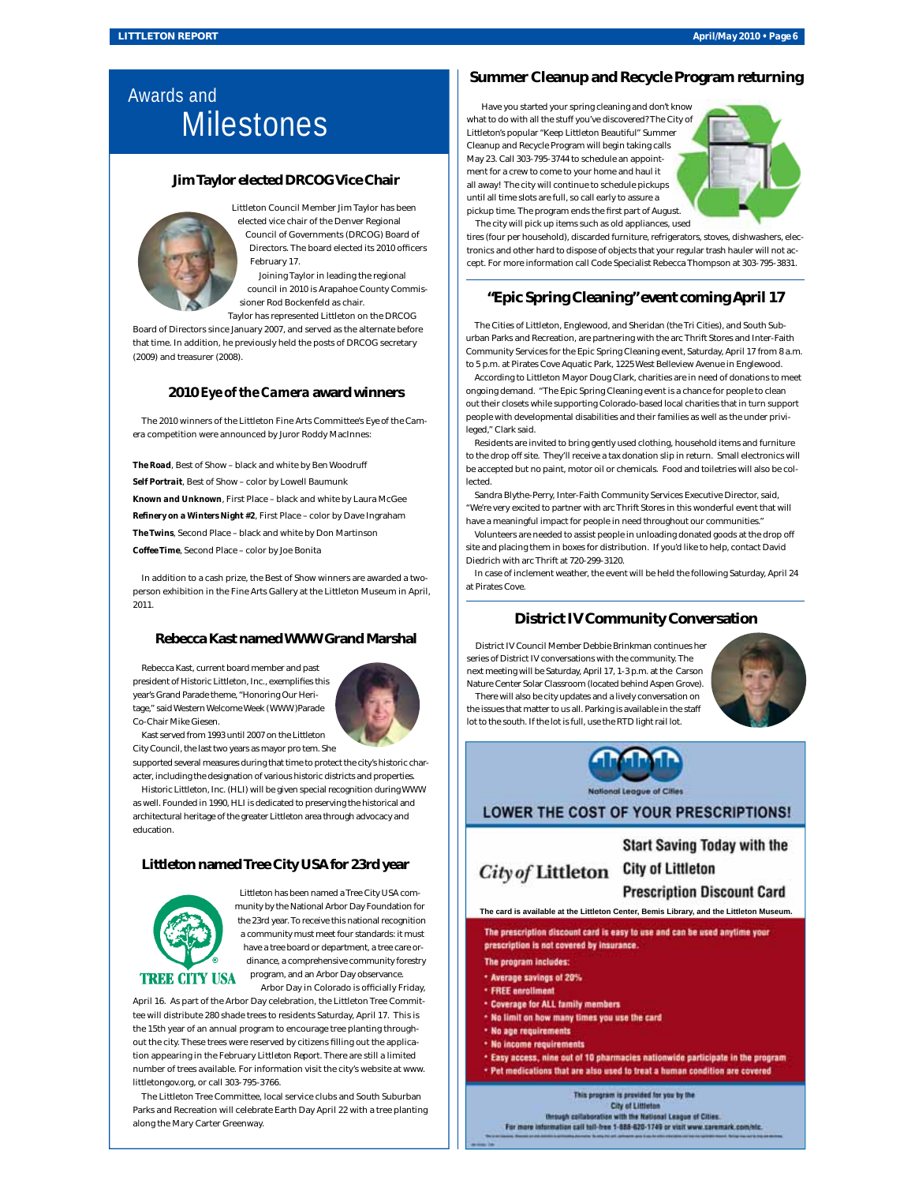# Awards and Milestones

### Jim Taylor elected DRCOG Vice Chair

Littleton Council Member Jim Taylor has been elected vice chair of the Denver Regional Council of Governments (DRCOG) Board of Directors. The board elected its 2010 officers February 17.

Joining Taylor in leading the regional council in 2010 is Arapahoe County Commissioner Rod Bockenfeld as chair.

Taylor has represented Littleton on the DRCOG Board of Directors since January 2007, and served as the alternate before that time. In addition, he previously held the posts of DRCOG secretary (2009) and treasurer (2008).

### 2010 Eye of the *Camera* award winners

The 2010 winners of the Littleton Fine Arts Committee's Eye of the Camera competition were announced by Juror Roddy MacInnes:

***The Road***, Best of Show – black and white by Ben Woodruff

***Self Portrait***, Best of Show – color by Lowell Baumunk

***Known and Unknown***, First Place – black and white by Laura McGee

***Refinery on a Winters Night #2***, First Place – color by Dave Ingraham

***The Twins***, Second Place – black and white by Don Martinson

***Coffee Time***, Second Place – color by Joe Bonita

In addition to a cash prize, the Best of Show winners are awarded a two-person exhibition in the Fine Arts Gallery at the Littleton Museum in April, 2011.

### Rebecca Kast named WWW Grand Marshal

Rebecca Kast, current board member and past president of Historic Littleton, Inc., exemplifies this year's Grand Parade theme, "Honoring Our Heritage," said Western Welcome Week (WWW) Parade Co-Chair Mike Giesen.

Kast served from 1993 until 2007 on the Littleton City Council, the last two years as mayor pro tem. She supported several measures during that time to protect the city's historic character, including the designation of various historic districts and properties.

Historic Littleton, Inc. (HLI) will be given special recognition during WWW as well. Founded in 1990, HLI is dedicated to preserving the historical and architectural heritage of the greater Littleton area through advocacy and education.

### Littleton named Tree City USA for 23rd year

TREE CITY USA

Littleton has been named a Tree City USA community by the National Arbor Day Foundation for the 23rd year. To receive this national recognition a community must meet four standards: it must have a tree board or department, a tree care ordinance, a comprehensive community forestry program, and an Arbor Day observance.

Arbor Day in Colorado is officially Friday, April 16. As part of the Arbor Day celebration, the Littleton Tree Committee will distribute 280 shade trees to residents Saturday, April 17. This is the 15th year of an annual program to encourage tree planting throughout the city. These trees were reserved by citizens filling out the application appearing in the February Littleton Report. There are still a limited number of trees available. For more information visit the city's website at www.littletongov.org, or call 303-795-3766.

The Littleton Tree Committee, local service clubs and South Suburban Parks and Recreation will celebrate Earth Day April 22 with a tree planting along the Mary Carter Greenway.

## Summer Cleanup and Recycle Program returning

Have you started your spring cleaning and don't know what to do with all the stuff you've discovered? The City of Littleton's popular "Keep Littleton Beautiful" Summer Cleanup and Recycle Program will begin taking calls May 23. Call 303-795-3744 to schedule an appointment for a crew to come to your home and haul it all away! The city will continue to schedule pickups until all time slots are full, so call early to assure a pickup time. The program ends the first part of August.

The city will pick up items such as old appliances, used tires (four per household), discarded furniture, refrigerators, stoves, dishwashers, electronics and other hard to dispose of objects that your regular trash hauler will not accept. For more information call Code Specialist Rebecca Thompson at 303-795-3831.

## "Epic Spring Cleaning" event coming April 17

The Cities of Littleton, Englewood, and Sheridan (the Tri Cities), and South Suburban Parks and Recreation, are partnering with the arc Thrift Stores and Inter-Faith Community Services for the Epic Spring Cleaning event, Saturday, April 17 from 8 a.m. to 5 p.m. at Pirates Cove Aquatic Park, 1225 West Belleview Avenue in Englewood.

According to Littleton Mayor Doug Clark, charities are in need of donations to meet ongoing demand. "The Epic Spring Cleaning event is a chance for people to clean out their closets while supporting Colorado-based local charities that in turn support people with developmental disabilities and their families as well as the under privileged," Clark said.

Residents are invited to bring gently used clothing, household items and furniture to the drop off site. They'll receive a tax donation slip in return. Small electronics will be accepted but no paint, motor oil or chemicals. Food and toiletries will also be collected.

Sandra Blythe-Perry, Inter-Faith Community Services Executive Director, said, "We're very excited to partner with arc Thrift Stores in this wonderful event that will have a meaningful impact for people in need throughout our communities."

Volunteers are needed to assist people in unloading donated goods at the drop off site and placing them in boxes for distribution. If you'd like to help, contact David Diedrich with arc Thrift at 720-299-3120.

In case of inclement weather, the event will be held the following Saturday, April 24 at Pirates Cove.

## District IV Community Conversation

District IV Council Member Debbie Brinkman continues her series of District IV conversations with the community. The next meeting will be Saturday, April 17, 1-3 p.m. at the Carson Nature Center Solar Classroom (located behind Aspen Grove).

There will also be city updates and a lively conversation on the issues that matter to us all. Parking is available in the staff lot to the south. If the lot is full, use the RTD light rail lot.

---

National League of Cities

**LOWER THE COST OF YOUR PRESCRIPTIONS!**

*City of* Littleton

**Start Saving Today with the City of Littleton Prescription Discount Card**

**The card is available at the Littleton Center, Bemis Library, and the Littleton Museum.**

The prescription discount card is easy to use and can be used anytime your prescription is not covered by insurance.

The program includes:

- Average savings of 20%
- FREE enrollment
- Coverage for ALL family members
- No limit on how many times you use the card
- No age requirements
- No income requirements
- Easy access, nine out of 10 pharmacies nationwide participate in the program
- Pet medications that are also used to treat a human condition are covered

This program is provided for you by the City of Littleton through collaboration with the National League of Cities. For more information call toll-free 1-888-620-1749 or visit www.caremark.com/nlc.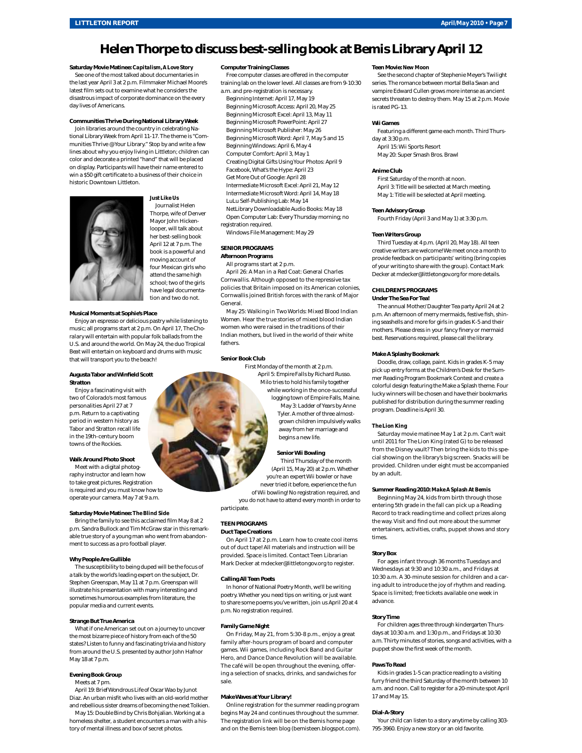# Helen Thorpe to discuss best-selling book at Bemis Library April 12

**Saturday Movie Matinee:** ***Capitalism, A Love Story***

See one of the most talked about documentaries in the last year April 3 at 2 p.m. Filmmaker Michael Moore's latest film sets out to examine what he considers the disastrous impact of corporate dominance on the every day lives of Americans.

**Communities Thrive During National Library Week**

Join libraries around the country in celebrating National Library Week from April 11-17. The theme is "Communities Thrive @ Your Library." Stop by and write a few lines about why you enjoy living in Littleton; children can color and decorate a printed "hand" that will be placed on display. Participants will have their name entered to win a $50 gift certificate to a business of their choice in historic Downtown Littleton.

**Just Like Us**

Journalist Helen Thorpe, wife of Denver Mayor John Hickenlooper, will talk about her best-selling book April 12 at 7 p.m. The book is a powerful and moving account of four Mexican girls who attend the same high school; two of the girls have legal documentation and two do not.

**Musical Moments at Sophie's Place**

Enjoy an espresso or delicious pastry while listening to music; all programs start at 2 p.m. On April 17, The Choralary will entertain with popular folk ballads from the U.S. and around the world. On May 24, the duo Tropical Beat will entertain on keyboard and drums with music that will transport you to the beach!

**Augusta Tabor and Winfield Scott Stratton**

Enjoy a fascinating visit with two of Colorado's most famous personalities April 27 at 7 p.m. Return to a captivating period in western history as Tabor and Stratton recall life in the 19th-century boom towns of the Rockies.

**Walk Around Photo Shoot**

Meet with a digital photography instructor and learn how to take great pictures. Registration is required and you must know how to operate your camera. May 7 at 9 a.m.

**Saturday Movie Matinee:** ***The Blind Side***

Bring the family to see this acclaimed film May 8 at 2 p.m. Sandra Bullock and Tim McGraw star in this remarkable true story of a young man who went from abandonment to success as a pro football player.

**Why People Are Gullible**

The susceptibility to being duped will be the focus of a talk by the world's leading expert on the subject, Dr. Stephen Greenspan, May 11 at 7 p.m. Greenspan will illustrate his presentation with many interesting and sometimes humorous examples from literature, the popular media and current events.

**Strange But True America**

What if one American set out on a journey to uncover the most bizarre piece of history from each of the 50 states? Listen to funny and fascinating trivia and history from around the U.S. presented by author John Hafnor May 18 at 7 p.m.

**Evening Book Group**

Meets at 7 p.m.

April 19: *Brief Wondrous Life of Oscar Wao* by Junot Diaz. An urban misfit who lives with an old-world mother and rebellious sister dreams of becoming the next Tolkien.

May 15: *Double Bind* by Chris Bohjalian. Working at a homeless shelter, a student encounters a man with a history of mental illness and box of secret photos.

**Computer Training Classes**

Free computer classes are offered in the computer training lab on the lower level. All classes are from 9-10:30 a.m. and pre-registration is necessary.

Beginning Internet: April 17, May 19
Beginning Microsoft Access: April 20, May 25
Beginning Microsoft Excel: April 13, May 11
Beginning Microsoft PowerPoint: April 27
Beginning Microsoft Publisher: May 26
Beginning Microsoft Word: April 7, May 5 and 15
Beginning Windows: April 6, May 4
Computer Comfort: April 3, May 1
Creating Digital Gifts Using Your Photos: April 9
Facebook, What's the Hype: April 23
Get More Out of Google: April 28
Intermediate Microsoft Excel: April 21, May 12
Intermediate Microsoft Word: April 14, May 18
LuLu Self-Publishing Lab: May 14
NetLibrary Downloadable Audio Books: May 18
Open Computer Lab: Every Thursday morning; no registration required.
Windows File Management: May 29

## SENIOR PROGRAMS

**Afternoon Programs**

All programs start at 2 p.m.

April 26: *A Man in a Red Coat: General Charles Cornwallis*. Although opposed to the repressive tax policies that Britain imposed on its American colonies, Cornwallis joined British forces with the rank of Major General.

May 25: *Walking in Two Worlds: Mixed Blood Indian Women*. Hear the true stories of mixed blood Indian women who were raised in the traditions of their Indian mothers, but lived in the world of their white fathers.

**Senior Book Club**

First Monday of the month at 2 p.m.

April 5: *Empire Falls* by Richard Russo. Milo tries to hold his family together while working in the once-successful logging town of Empire Falls, Maine.

May 3: *Ladder of Years* by Anne Tyler. A mother of three almost-grown children impulsively walks away from her marriage and begins a new life.

**Senior Wii Bowling**

Third Thursday of the month (April 15, May 20) at 2 p.m. Whether you're an expert Wii bowler or have never tried it before, experience the fun of Wii bowling! No registration required, and you do not have to attend every month in order to participate.

## TEEN PROGRAMS

**Duct Tape Creations**

On April 17 at 2 p.m. Learn how to create cool items out of duct tape! All materials and instruction will be provided. Space is limited. Contact Teen Librarian Mark Decker at mdecker@littletongov.org to register.

**Calling All Teen Poets**

In honor of National Poetry Month, we'll be writing poetry. Whether you need tips on writing, or just want to share some poems you've written, join us April 20 at 4 p.m. No registration required.

**Family Game Night**

On Friday, May 21, from 5:30-8 p.m., enjoy a great family after-hours program of board and computer games. Wii games, including Rock Band and Guitar Hero, and Dance Dance Revolution will be available. The café will be open throughout the evening, offering a selection of snacks, drinks, and sandwiches for sale.

**Make Waves at Your Library!**

Online registration for the summer reading program begins May 24 and continues throughout the summer. The registration link will be on the Bemis home page and on the Bemis teen blog (bemisteen.blogspot.com).

**Teen Movie:** ***New Moon***

See the second chapter of Stephenie Meyer's *Twilight* series. The romance between mortal Bella Swan and vampire Edward Cullen grows more intense as ancient secrets threaten to destroy them. May 15 at 2 p.m. Movie is rated PG-13.

**Wii Games**

Featuring a different game each month. Third Thursday at 3:30 p.m.

April 15: Wii Sports Resort
May 20: Super Smash Bros. Brawl

**Anime Club**

First Saturday of the month at noon.
April 3: Title will be selected at March meeting.
May 1: Title will be selected at April meeting.

**Teen Advisory Group**

Fourth Friday (April 3 and May 1) at 3:30 p.m.

**Teen Writers Group**

Third Tuesday at 4 p.m. (April 20, May 18). All teen creative writers are welcome! We meet once a month to provide feedback on participants' writing (bring copies of your writing to share with the group). Contact Mark Decker at mdecker@littletongov.org for more details.

## CHILDREN'S PROGRAMS

**Under The Sea For Tea!**

The annual Mother/Daughter Tea party April 24 at 2 p.m. An afternoon of merry mermaids, festive fish, shining seashells and more for girls in grades K-5 and their mothers. Please dress in your fancy finery or mermaid best. Reservations required, please call the library.

**Make A Splashy Bookmark**

Doodle, draw, collage, paint. Kids in grades K-5 may pick up entry forms at the Children's Desk for the Summer Reading Program Bookmark Contest and create a colorful design featuring the Make a Splash theme. Four lucky winners will be chosen and have their bookmarks published for distribution during the summer reading program. Deadline is April 30.

***The Lion King***

Saturday movie matinee May 1 at 2 p.m. Can't wait until 2011 for The Lion King (rated G) to be released from the Disney vault? Then bring the kids to this special showing on the library's big screen. Snacks will be provided. Children under eight must be accompanied by an adult.

**Summer Reading 2010:** ***Make A Splash At Bemis***

Beginning May 24, kids from birth through those entering 5th grade in the fall can pick up a Reading Record to track reading time and collect prizes along the way. Visit and find out more about the summer entertainers, activities, crafts, puppet shows and story times.

**Story Box**

For ages infant through 36 months Tuesdays and Wednesdays at 9:30 and 10:30 a.m., and Fridays at 10:30 a.m. A 30-minute session for children and a caring adult to introduce the joy of rhythm and reading. Space is limited; free tickets available one week in advance.

**Story Time**

For children ages three through kindergarten Thursdays at 10:30 a.m. and 1:30 p.m., and Fridays at 10:30 a.m. Thirty minutes of stories, songs and activities, with a puppet show the first week of the month.

**Paws To Read**

Kids in grades 1-5 can practice reading to a visiting furry friend the third Saturday of the month between 10 a.m. and noon. Call to register for a 20-minute spot April 17 and May 15.

**Dial-A-Story**

Your child can listen to a story anytime by calling 303-795-3960. Enjoy a new story or an old favorite.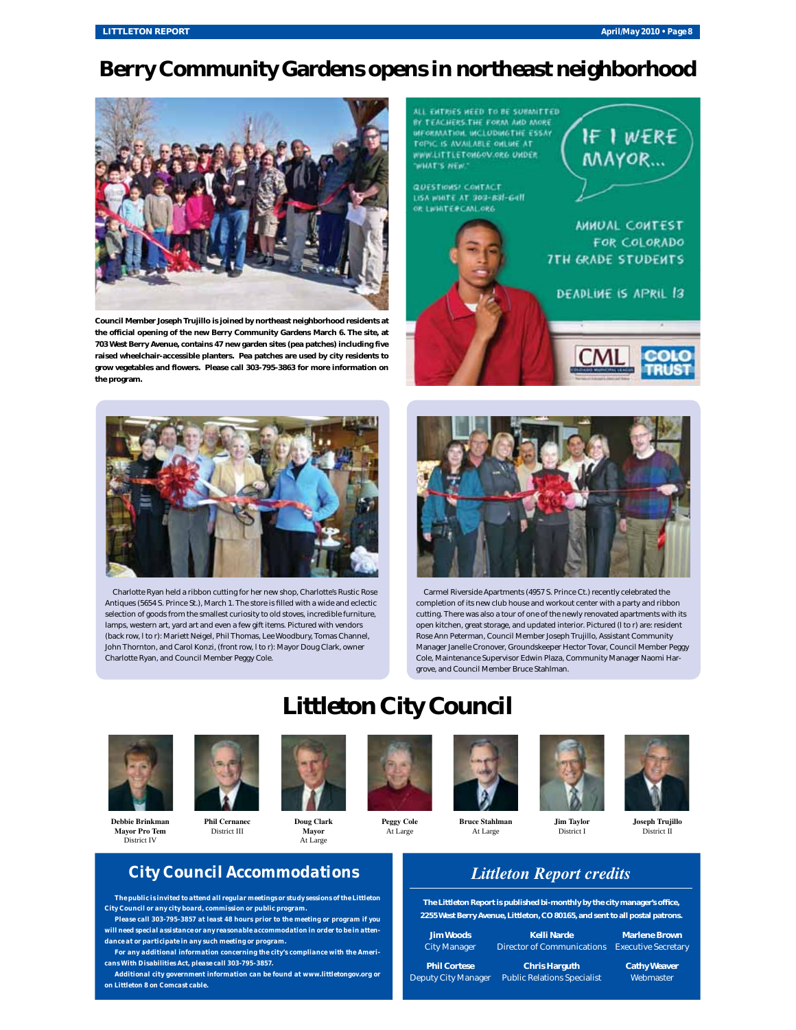# Berry Community Gardens opens in northeast neighborhood

**Council Member Joseph Trujillo is joined by northeast neighborhood residents at the official opening of the new Berry Community Gardens March 6. The site, at 703 West Berry Avenue, contains 47 new garden sites (pea patches) including five raised wheelchair-accessible planters. Pea patches are used by city residents to grow vegetables and flowers. Please call 303-795-3863 for more information on the program.**

ALL ENTRIES NEED TO BE SUBMITTED BY TEACHERS. THE FORM AND MORE INFORMATION, INCLUDING THE ESSAY TOPIC IS AVAILABLE ONLINE AT WWW.LITTLETONGOV.ORG UNDER "WHAT'S NEW."

QUESTIONS? CONTACT LISA WHITE AT 303-831-6411 OR LWHITE@CML.ORG

IF I WERE MAYOR...

ANNUAL CONTEST FOR COLORADO 7TH GRADE STUDENTS

DEADLINE IS APRIL 13

CML COLO TRUST

Charlotte Ryan held a ribbon cutting for her new shop, Charlotte's Rustic Rose Antiques (5654 S. Prince St.), March 1. The store is filled with a wide and eclectic selection of goods from the smallest curiosity to old stoves, incredible furniture, lamps, western art, yard art and even a few gift items. Pictured with vendors (back row, l to r): Mariett Neigel, Phil Thomas, Lee Woodbury, Tomas Channel, John Thornton, and Carol Konzi, (front row, l to r): Mayor Doug Clark, owner Charlotte Ryan, and Council Member Peggy Cole.

Carmel Riverside Apartments (4957 S. Prince Ct.) recently celebrated the completion of its new club house and workout center with a party and ribbon cutting. There was also a tour of one of the newly renovated apartments with its open kitchen, great storage, and updated interior. Pictured (l to r) are: resident Rose Ann Peterman, Council Member Joseph Trujillo, Assistant Community Manager Janelle Cronover, Groundskeeper Hector Tovar, Council Member Peggy Cole, Maintenance Supervisor Edwin Plaza, Community Manager Naomi Hargrove, and Council Member Bruce Stahlman.

# Littleton City Council

**Debbie Brinkman**
**Mayor Pro Tem**
District IV

**Phil Cernanec**
District III

**Doug Clark**
**Mayor**
At Large

**Peggy Cole**
At Large

**Bruce Stahlman**
At Large

**Jim Taylor**
District I

**Joseph Trujillo**
District II

## City Council Accommodations

**The public is invited to attend all regular meetings or study sessions of the Littleton City Council or any city board, commission or public program.**

**Please call 303-795-3857 at least 48 hours prior to the meeting or program if you will need special assistance or any reasonable accommodation in order to be in attendance at or participate in any such meeting or program.**

**For any additional information concerning the city's compliance with the Americans With Disabilities Act, please call 303-795-3857.**

**Additional city government information can be found at www.littletongov.org or on Littleton 8 on Comcast cable.**

## *Littleton Report credits*

**The Littleton Report is published bi-monthly by the city manager's office, 2255 West Berry Avenue, Littleton, CO 80165, and sent to all postal patrons.**

**Jim Woods**
City Manager

**Kelli Narde**
Director of Communications

**Marlene Brown**
Executive Secretary

**Phil Cortese**
Deputy City Manager

**Chris Harguth**
Public Relations Specialist

**Cathy Weaver**
Webmaster